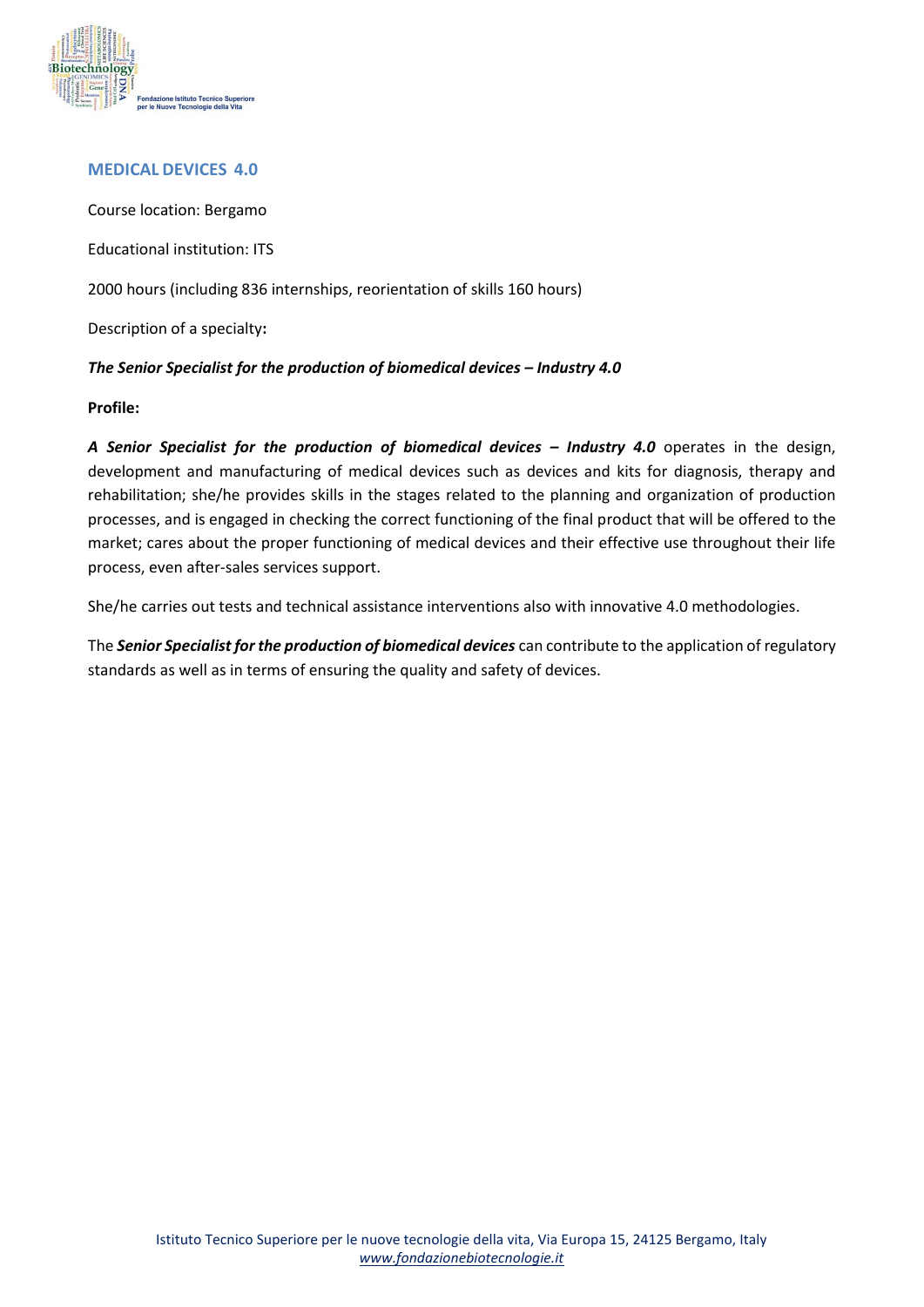## MEDICAL DEVICES 4.0

Course location: Bergamo

Educational institution: ITS

2000 hours (including 836 internships, reorientation of skills 160 hours)

Description of a specialty**:**

***The Senior Specialist for the production of biomedical devices – Industry 4.0***

**Profile:**

***A Senior Specialist for the production of biomedical devices – Industry 4.0*** operates in the design, development and manufacturing of medical devices such as devices and kits for diagnosis, therapy and rehabilitation; she/he provides skills in the stages related to the planning and organization of production processes, and is engaged in checking the correct functioning of the final product that will be offered to the market; cares about the proper functioning of medical devices and their effective use throughout their life process, even after-sales services support.

She/he carries out tests and technical assistance interventions also with innovative 4.0 methodologies.

The ***Senior Specialist for the production of biomedical devices*** can contribute to the application of regulatory standards as well as in terms of ensuring the quality and safety of devices.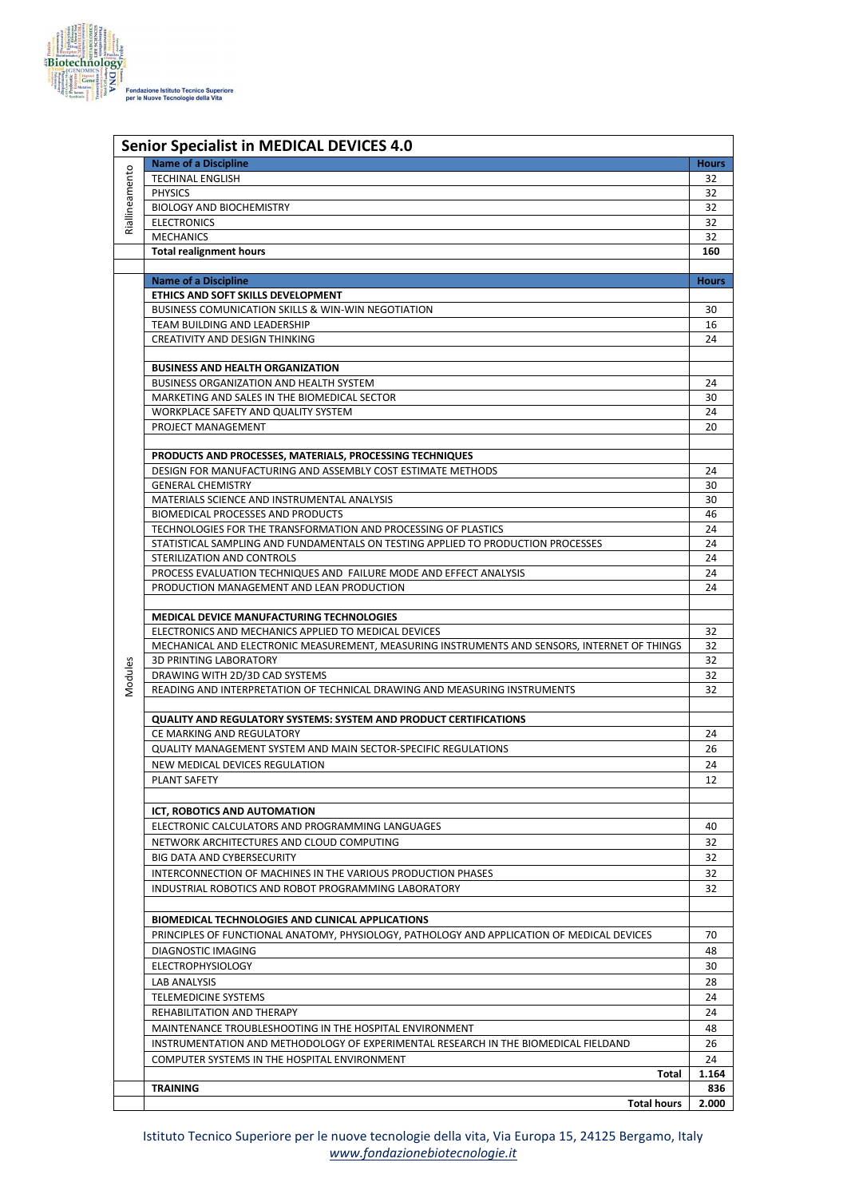Fondazione Istituto Tecnico Superiore per le Nuove Tecnologie della Vita

| | Senior Specialist in MEDICAL DEVICES 4.0 | |
|---|---|---|
| Riallineamento | **Name of a Discipline** | **Hours** |
| | TECHINAL ENGLISH | 32 |
| | PHYSICS | 32 |
| | BIOLOGY AND BIOCHEMISTRY | 32 |
| | ELECTRONICS | 32 |
| | MECHANICS | 32 |
| | **Total realignment hours** | **160** |
| | | |
| Modules | **Name of a Discipline** | **Hours** |
| | **ETHICS AND SOFT SKILLS DEVELOPMENT** | |
| | BUSINESS COMUNICATION SKILLS & WIN-WIN NEGOTIATION | 30 |
| | TEAM BUILDING AND LEADERSHIP | 16 |
| | CREATIVITY AND DESIGN THINKING | 24 |
| | | |
| | **BUSINESS AND HEALTH ORGANIZATION** | |
| | BUSINESS ORGANIZATION AND HEALTH SYSTEM | 24 |
| | MARKETING AND SALES IN THE BIOMEDICAL SECTOR | 30 |
| | WORKPLACE SAFETY AND QUALITY SYSTEM | 24 |
| | PROJECT MANAGEMENT | 20 |
| | | |
| | **PRODUCTS AND PROCESSES, MATERIALS, PROCESSING TECHNIQUES** | |
| | DESIGN FOR MANUFACTURING AND ASSEMBLY COST ESTIMATE METHODS | 24 |
| | GENERAL CHEMISTRY | 30 |
| | MATERIALS SCIENCE AND INSTRUMENTAL ANALYSIS | 30 |
| | BIOMEDICAL PROCESSES AND PRODUCTS | 46 |
| | TECHNOLOGIES FOR THE TRANSFORMATION AND PROCESSING OF PLASTICS | 24 |
| | STATISTICAL SAMPLING AND FUNDAMENTALS ON TESTING APPLIED TO PRODUCTION PROCESSES | 24 |
| | STERILIZATION AND CONTROLS | 24 |
| | PROCESS EVALUATION TECHNIQUES AND FAILURE MODE AND EFFECT ANALYSIS | 24 |
| | PRODUCTION MANAGEMENT AND LEAN PRODUCTION | 24 |
| | | |
| | **MEDICAL DEVICE MANUFACTURING TECHNOLOGIES** | |
| | ELECTRONICS AND MECHANICS APPLIED TO MEDICAL DEVICES | 32 |
| | MECHANICAL AND ELECTRONIC MEASUREMENT, MEASURING INSTRUMENTS AND SENSORS, INTERNET OF THINGS | 32 |
| | 3D PRINTING LABORATORY | 32 |
| | DRAWING WITH 2D/3D CAD SYSTEMS | 32 |
| | READING AND INTERPRETATION OF TECHNICAL DRAWING AND MEASURING INSTRUMENTS | 32 |
| | | |
| | **QUALITY AND REGULATORY SYSTEMS: SYSTEM AND PRODUCT CERTIFICATIONS** | |
| | CE MARKING AND REGULATORY | 24 |
| | QUALITY MANAGEMENT SYSTEM AND MAIN SECTOR-SPECIFIC REGULATIONS | 26 |
| | NEW MEDICAL DEVICES REGULATION | 24 |
| | PLANT SAFETY | 12 |
| | | |
| | **ICT, ROBOTICS AND AUTOMATION** | |
| | ELECTRONIC CALCULATORS AND PROGRAMMING LANGUAGES | 40 |
| | NETWORK ARCHITECTURES AND CLOUD COMPUTING | 32 |
| | BIG DATA AND CYBERSECURITY | 32 |
| | INTERCONNECTION OF MACHINES IN THE VARIOUS PRODUCTION PHASES | 32 |
| | INDUSTRIAL ROBOTICS AND ROBOT PROGRAMMING LABORATORY | 32 |
| | | |
| | **BIOMEDICAL TECHNOLOGIES AND CLINICAL APPLICATIONS** | |
| | PRINCIPLES OF FUNCTIONAL ANATOMY, PHYSIOLOGY, PATHOLOGY AND APPLICATION OF MEDICAL DEVICES | 70 |
| | DIAGNOSTIC IMAGING | 48 |
| | ELECTROPHYSIOLOGY | 30 |
| | LAB ANALYSIS | 28 |
| | TELEMEDICINE SYSTEMS | 24 |
| | REHABILITATION AND THERAPY | 24 |
| | MAINTENANCE TROUBLESHOOTING IN THE HOSPITAL ENVIRONMENT | 48 |
| | INSTRUMENTATION AND METHODOLOGY OF EXPERIMENTAL RESEARCH IN THE BIOMEDICAL FIELDAND | 26 |
| | COMPUTER SYSTEMS IN THE HOSPITAL ENVIRONMENT | 24 |
| | **Total** | **1.164** |
| | **TRAINING** | **836** |
| | **Total hours** | **2.000** |

Istituto Tecnico Superiore per le nuove tecnologie della vita, Via Europa 15, 24125 Bergamo, Italy
*www.fondazionebiotecnologie.it*